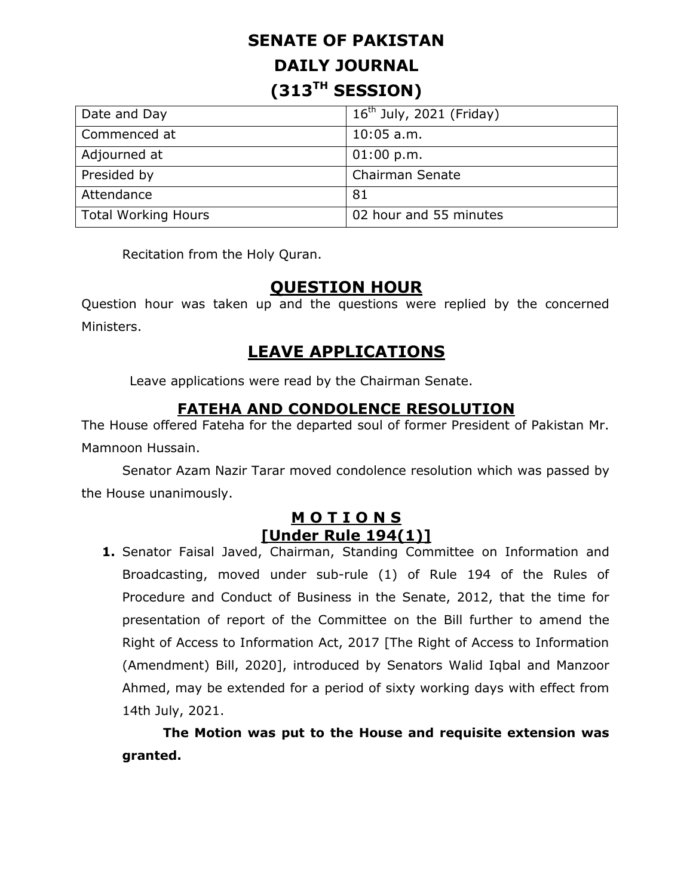# SENATE OF PAKISTAN
# DAILY JOURNAL
# (313TH SESSION)

| Date and Day | 16th July, 2021 (Friday) |
|---|---|
| Commenced at | 10:05 a.m. |
| Adjourned at | 01:00 p.m. |
| Presided by | Chairman Senate |
| Attendance | 81 |
| Total Working Hours | 02 hour and 55 minutes |

Recitation from the Holy Quran.

## QUESTION HOUR

Question hour was taken up and the questions were replied by the concerned Ministers.

## LEAVE APPLICATIONS

Leave applications were read by the Chairman Senate.

## FATEHA AND CONDOLENCE RESOLUTION

The House offered Fateha for the departed soul of former President of Pakistan Mr. Mamnoon Hussain.

Senator Azam Nazir Tarar moved condolence resolution which was passed by the House unanimously.

## M O T I O N S
## [Under Rule 194(1)]

1. Senator Faisal Javed, Chairman, Standing Committee on Information and Broadcasting, moved under sub-rule (1) of Rule 194 of the Rules of Procedure and Conduct of Business in the Senate, 2012, that the time for presentation of report of the Committee on the Bill further to amend the Right of Access to Information Act, 2017 [The Right of Access to Information (Amendment) Bill, 2020], introduced by Senators Walid Iqbal and Manzoor Ahmed, may be extended for a period of sixty working days with effect from 14th July, 2021.

   **The Motion was put to the House and requisite extension was granted.**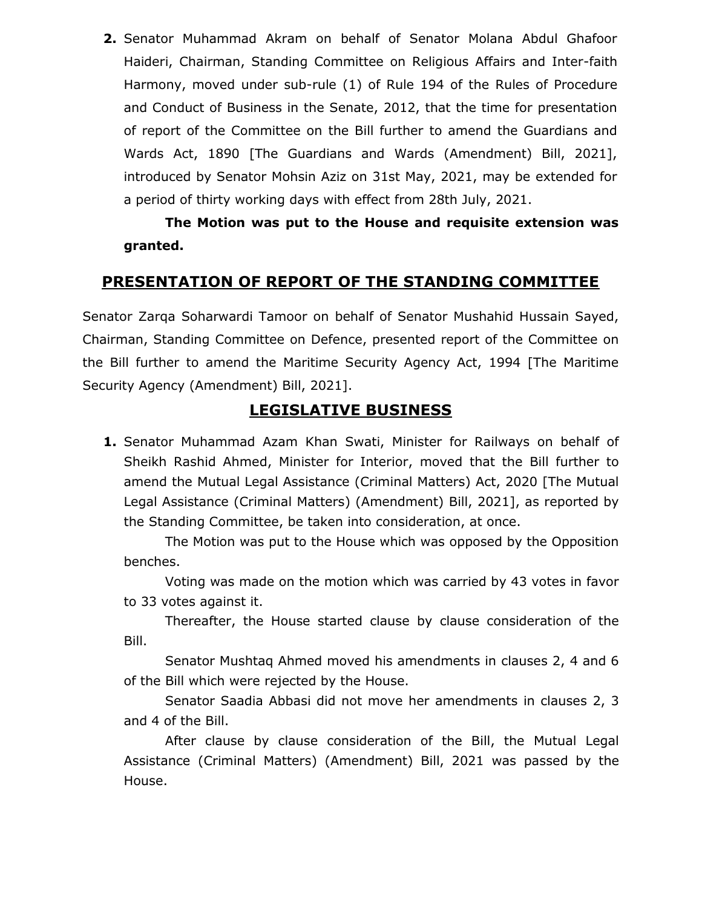2. Senator Muhammad Akram on behalf of Senator Molana Abdul Ghafoor Haideri, Chairman, Standing Committee on Religious Affairs and Inter-faith Harmony, moved under sub-rule (1) of Rule 194 of the Rules of Procedure and Conduct of Business in the Senate, 2012, that the time for presentation of report of the Committee on the Bill further to amend the Guardians and Wards Act, 1890 [The Guardians and Wards (Amendment) Bill, 2021], introduced by Senator Mohsin Aziz on 31st May, 2021, may be extended for a period of thirty working days with effect from 28th July, 2021.

   **The Motion was put to the House and requisite extension was granted.**

## PRESENTATION OF REPORT OF THE STANDING COMMITTEE

Senator Zarqa Soharwardi Tamoor on behalf of Senator Mushahid Hussain Sayed, Chairman, Standing Committee on Defence, presented report of the Committee on the Bill further to amend the Maritime Security Agency Act, 1994 [The Maritime Security Agency (Amendment) Bill, 2021].

## LEGISLATIVE BUSINESS

1. Senator Muhammad Azam Khan Swati, Minister for Railways on behalf of Sheikh Rashid Ahmed, Minister for Interior, moved that the Bill further to amend the Mutual Legal Assistance (Criminal Matters) Act, 2020 [The Mutual Legal Assistance (Criminal Matters) (Amendment) Bill, 2021], as reported by the Standing Committee, be taken into consideration, at once.

   The Motion was put to the House which was opposed by the Opposition benches.

   Voting was made on the motion which was carried by 43 votes in favor to 33 votes against it.

   Thereafter, the House started clause by clause consideration of the Bill.

   Senator Mushtaq Ahmed moved his amendments in clauses 2, 4 and 6 of the Bill which were rejected by the House.

   Senator Saadia Abbasi did not move her amendments in clauses 2, 3 and 4 of the Bill.

   After clause by clause consideration of the Bill, the Mutual Legal Assistance (Criminal Matters) (Amendment) Bill, 2021 was passed by the House.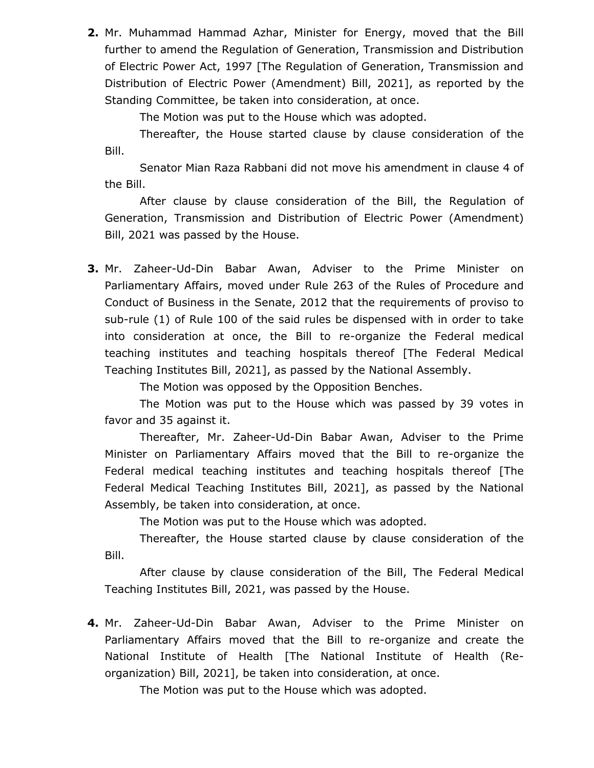**2.** Mr. Muhammad Hammad Azhar, Minister for Energy, moved that the Bill further to amend the Regulation of Generation, Transmission and Distribution of Electric Power Act, 1997 [The Regulation of Generation, Transmission and Distribution of Electric Power (Amendment) Bill, 2021], as reported by the Standing Committee, be taken into consideration, at once.

The Motion was put to the House which was adopted.

Thereafter, the House started clause by clause consideration of the Bill.

Senator Mian Raza Rabbani did not move his amendment in clause 4 of the Bill.

After clause by clause consideration of the Bill, the Regulation of Generation, Transmission and Distribution of Electric Power (Amendment) Bill, 2021 was passed by the House.

**3.** Mr. Zaheer-Ud-Din Babar Awan, Adviser to the Prime Minister on Parliamentary Affairs, moved under Rule 263 of the Rules of Procedure and Conduct of Business in the Senate, 2012 that the requirements of proviso to sub-rule (1) of Rule 100 of the said rules be dispensed with in order to take into consideration at once, the Bill to re-organize the Federal medical teaching institutes and teaching hospitals thereof [The Federal Medical Teaching Institutes Bill, 2021], as passed by the National Assembly.

The Motion was opposed by the Opposition Benches.

The Motion was put to the House which was passed by 39 votes in favor and 35 against it.

Thereafter, Mr. Zaheer-Ud-Din Babar Awan, Adviser to the Prime Minister on Parliamentary Affairs moved that the Bill to re-organize the Federal medical teaching institutes and teaching hospitals thereof [The Federal Medical Teaching Institutes Bill, 2021], as passed by the National Assembly, be taken into consideration, at once.

The Motion was put to the House which was adopted.

Thereafter, the House started clause by clause consideration of the Bill.

After clause by clause consideration of the Bill, The Federal Medical Teaching Institutes Bill, 2021, was passed by the House.

**4.** Mr. Zaheer-Ud-Din Babar Awan, Adviser to the Prime Minister on Parliamentary Affairs moved that the Bill to re-organize and create the National Institute of Health [The National Institute of Health (Re-organization) Bill, 2021], be taken into consideration, at once.

The Motion was put to the House which was adopted.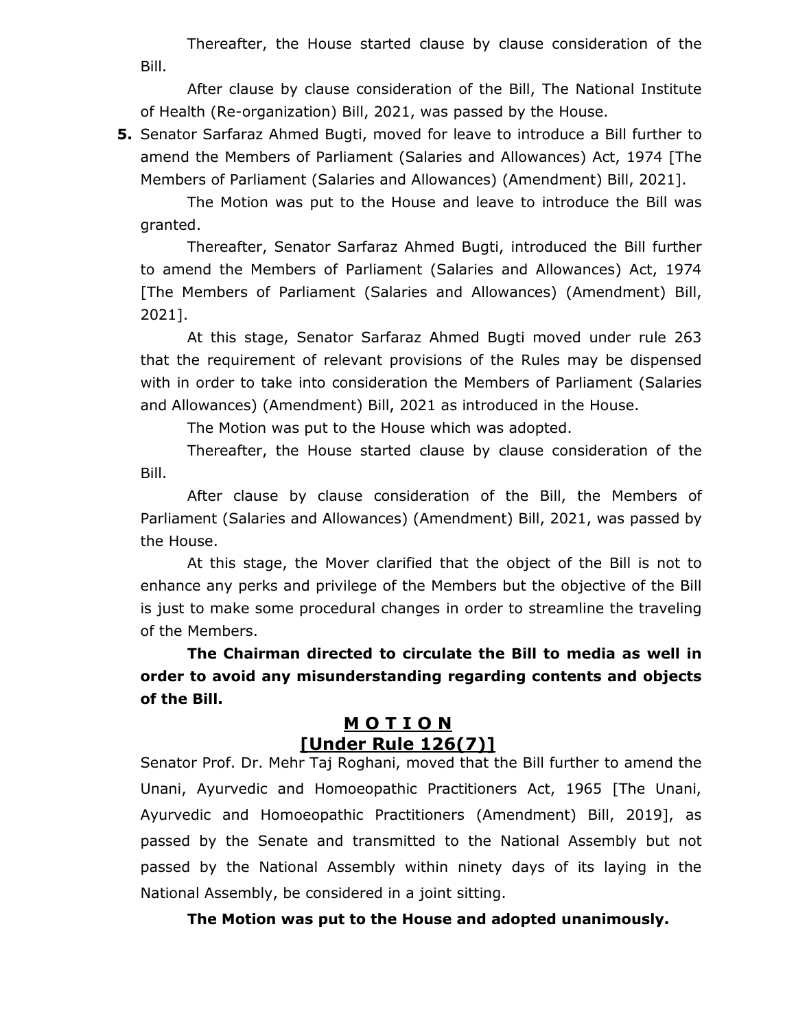Thereafter, the House started clause by clause consideration of the Bill.

After clause by clause consideration of the Bill, The National Institute of Health (Re-organization) Bill, 2021, was passed by the House.

**5.** Senator Sarfaraz Ahmed Bugti, moved for leave to introduce a Bill further to amend the Members of Parliament (Salaries and Allowances) Act, 1974 [The Members of Parliament (Salaries and Allowances) (Amendment) Bill, 2021].

The Motion was put to the House and leave to introduce the Bill was granted.

Thereafter, Senator Sarfaraz Ahmed Bugti, introduced the Bill further to amend the Members of Parliament (Salaries and Allowances) Act, 1974 [The Members of Parliament (Salaries and Allowances) (Amendment) Bill, 2021].

At this stage, Senator Sarfaraz Ahmed Bugti moved under rule 263 that the requirement of relevant provisions of the Rules may be dispensed with in order to take into consideration the Members of Parliament (Salaries and Allowances) (Amendment) Bill, 2021 as introduced in the House.

The Motion was put to the House which was adopted.

Thereafter, the House started clause by clause consideration of the Bill.

After clause by clause consideration of the Bill, the Members of Parliament (Salaries and Allowances) (Amendment) Bill, 2021, was passed by the House.

At this stage, the Mover clarified that the object of the Bill is not to enhance any perks and privilege of the Members but the objective of the Bill is just to make some procedural changes in order to streamline the traveling of the Members.

**The Chairman directed to circulate the Bill to media as well in order to avoid any misunderstanding regarding contents and objects of the Bill.**

## M O T I O N
## [Under Rule 126(7)]

Senator Prof. Dr. Mehr Taj Roghani, moved that the Bill further to amend the Unani, Ayurvedic and Homoeopathic Practitioners Act, 1965 [The Unani, Ayurvedic and Homoeopathic Practitioners (Amendment) Bill, 2019], as passed by the Senate and transmitted to the National Assembly but not passed by the National Assembly within ninety days of its laying in the National Assembly, be considered in a joint sitting.

**The Motion was put to the House and adopted unanimously.**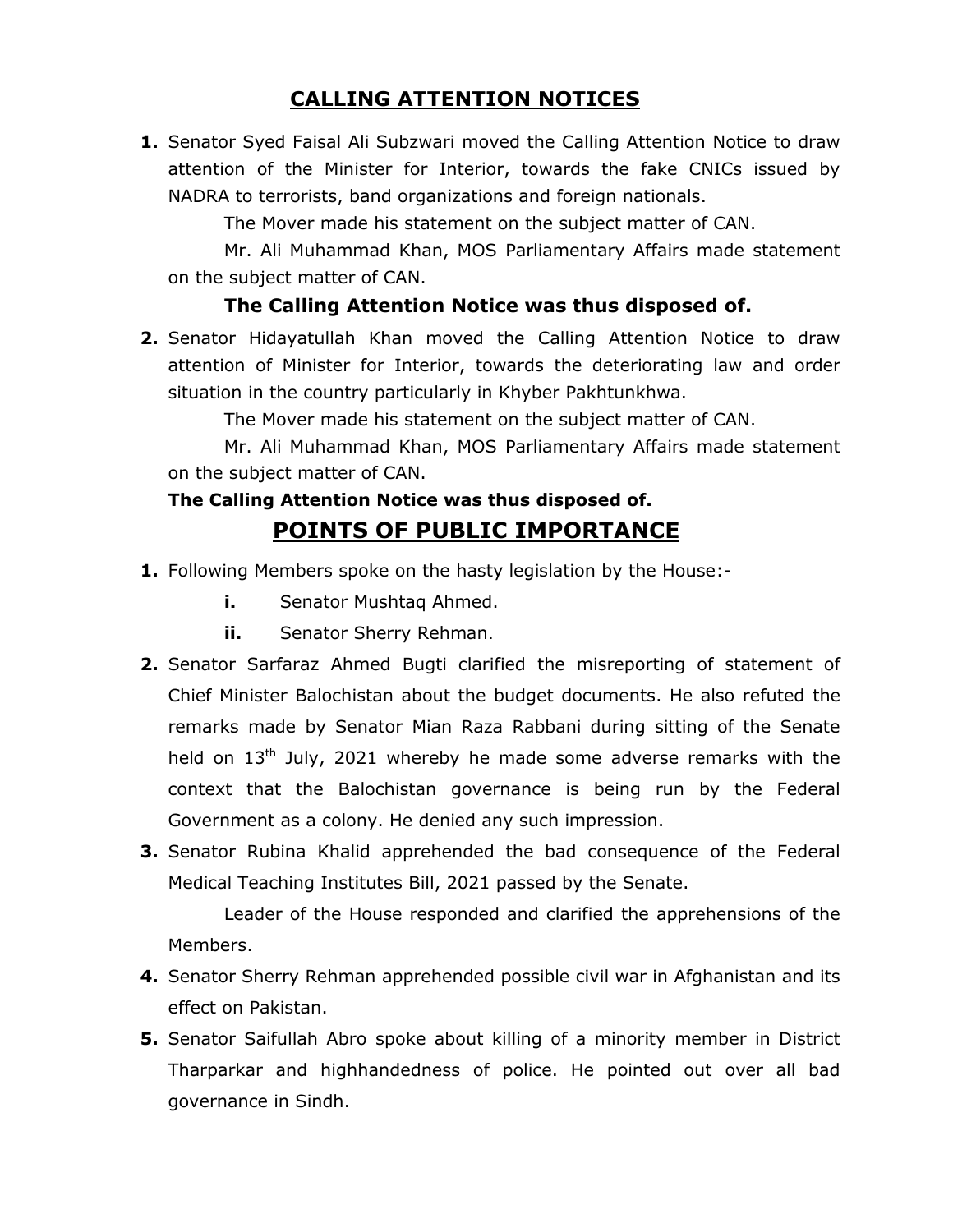## CALLING ATTENTION NOTICES

**1.** Senator Syed Faisal Ali Subzwari moved the Calling Attention Notice to draw attention of the Minister for Interior, towards the fake CNICs issued by NADRA to terrorists, band organizations and foreign nationals.

The Mover made his statement on the subject matter of CAN.

Mr. Ali Muhammad Khan, MOS Parliamentary Affairs made statement on the subject matter of CAN.

**The Calling Attention Notice was thus disposed of.**

**2.** Senator Hidayatullah Khan moved the Calling Attention Notice to draw attention of Minister for Interior, towards the deteriorating law and order situation in the country particularly in Khyber Pakhtunkhwa.

The Mover made his statement on the subject matter of CAN.

Mr. Ali Muhammad Khan, MOS Parliamentary Affairs made statement on the subject matter of CAN.

**The Calling Attention Notice was thus disposed of.**

## POINTS OF PUBLIC IMPORTANCE

**1.** Following Members spoke on the hasty legislation by the House:-

- **i.** Senator Mushtaq Ahmed.
- **ii.** Senator Sherry Rehman.

**2.** Senator Sarfaraz Ahmed Bugti clarified the misreporting of statement of Chief Minister Balochistan about the budget documents. He also refuted the remarks made by Senator Mian Raza Rabbani during sitting of the Senate held on 13th July, 2021 whereby he made some adverse remarks with the context that the Balochistan governance is being run by the Federal Government as a colony. He denied any such impression.

**3.** Senator Rubina Khalid apprehended the bad consequence of the Federal Medical Teaching Institutes Bill, 2021 passed by the Senate.

Leader of the House responded and clarified the apprehensions of the Members.

**4.** Senator Sherry Rehman apprehended possible civil war in Afghanistan and its effect on Pakistan.

**5.** Senator Saifullah Abro spoke about killing of a minority member in District Tharparkar and highhandedness of police. He pointed out over all bad governance in Sindh.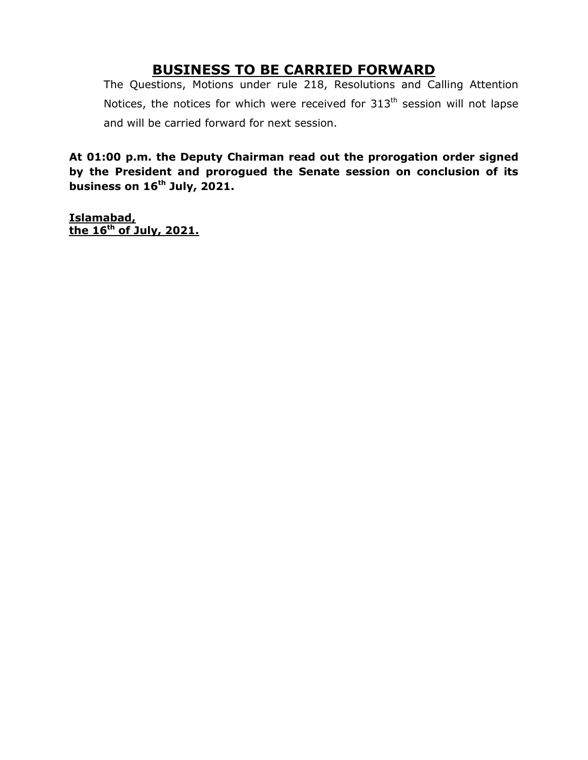## BUSINESS TO BE CARRIED FORWARD

The Questions, Motions under rule 218, Resolutions and Calling Attention Notices, the notices for which were received for 313th session will not lapse and will be carried forward for next session.

**At 01:00 p.m. the Deputy Chairman read out the prorogation order signed by the President and prorogued the Senate session on conclusion of its business on 16th July, 2021.**

**Islamabad,**
**the 16th of July, 2021.**